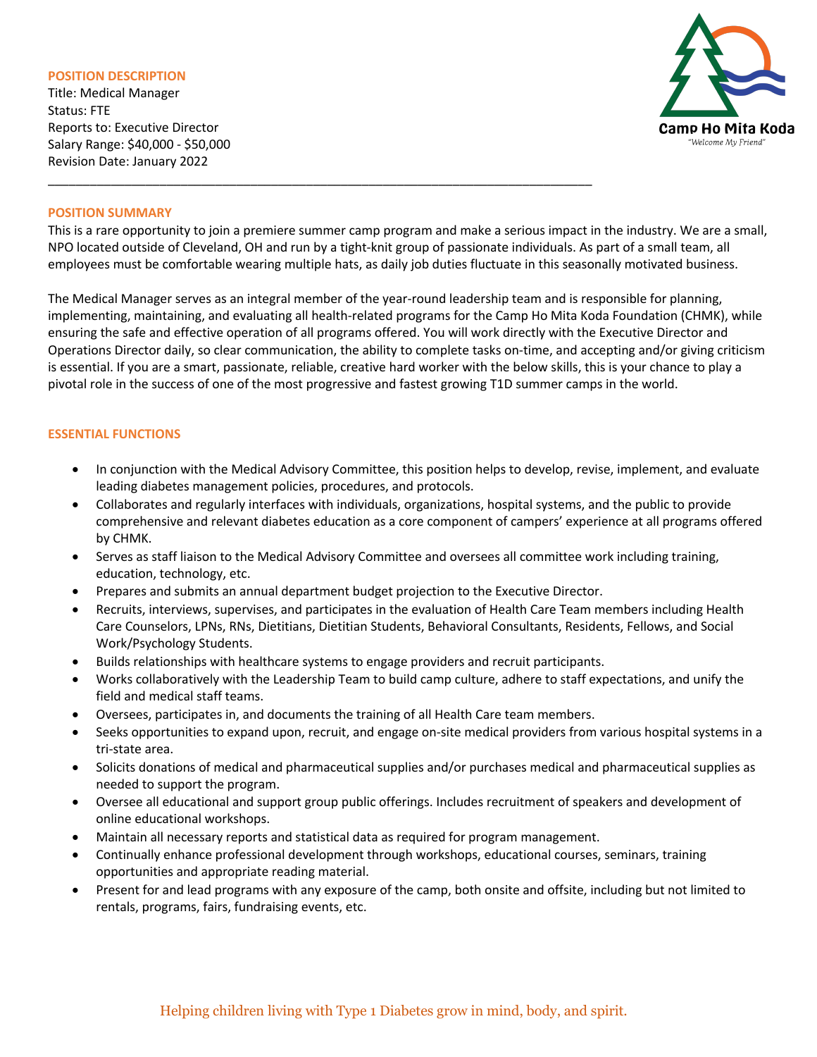## POSITION DESCRIPTION

Title: Medical Manager
Status: FTE
Reports to: Executive Director
Salary Range: $40,000 - $50,000
Revision Date: January 2022

Camp Ho Mita Koda
"Welcome My Friend"

---

## POSITION SUMMARY

This is a rare opportunity to join a premiere summer camp program and make a serious impact in the industry. We are a small, NPO located outside of Cleveland, OH and run by a tight-knit group of passionate individuals. As part of a small team, all employees must be comfortable wearing multiple hats, as daily job duties fluctuate in this seasonally motivated business.

The Medical Manager serves as an integral member of the year-round leadership team and is responsible for planning, implementing, maintaining, and evaluating all health-related programs for the Camp Ho Mita Koda Foundation (CHMK), while ensuring the safe and effective operation of all programs offered. You will work directly with the Executive Director and Operations Director daily, so clear communication, the ability to complete tasks on-time, and accepting and/or giving criticism is essential. If you are a smart, passionate, reliable, creative hard worker with the below skills, this is your chance to play a pivotal role in the success of one of the most progressive and fastest growing T1D summer camps in the world.

## ESSENTIAL FUNCTIONS

- In conjunction with the Medical Advisory Committee, this position helps to develop, revise, implement, and evaluate leading diabetes management policies, procedures, and protocols.
- Collaborates and regularly interfaces with individuals, organizations, hospital systems, and the public to provide comprehensive and relevant diabetes education as a core component of campers' experience at all programs offered by CHMK.
- Serves as staff liaison to the Medical Advisory Committee and oversees all committee work including training, education, technology, etc.
- Prepares and submits an annual department budget projection to the Executive Director.
- Recruits, interviews, supervises, and participates in the evaluation of Health Care Team members including Health Care Counselors, LPNs, RNs, Dietitians, Dietitian Students, Behavioral Consultants, Residents, Fellows, and Social Work/Psychology Students.
- Builds relationships with healthcare systems to engage providers and recruit participants.
- Works collaboratively with the Leadership Team to build camp culture, adhere to staff expectations, and unify the field and medical staff teams.
- Oversees, participates in, and documents the training of all Health Care team members.
- Seeks opportunities to expand upon, recruit, and engage on-site medical providers from various hospital systems in a tri-state area.
- Solicits donations of medical and pharmaceutical supplies and/or purchases medical and pharmaceutical supplies as needed to support the program.
- Oversee all educational and support group public offerings. Includes recruitment of speakers and development of online educational workshops.
- Maintain all necessary reports and statistical data as required for program management.
- Continually enhance professional development through workshops, educational courses, seminars, training opportunities and appropriate reading material.
- Present for and lead programs with any exposure of the camp, both onsite and offsite, including but not limited to rentals, programs, fairs, fundraising events, etc.

Helping children living with Type 1 Diabetes grow in mind, body, and spirit.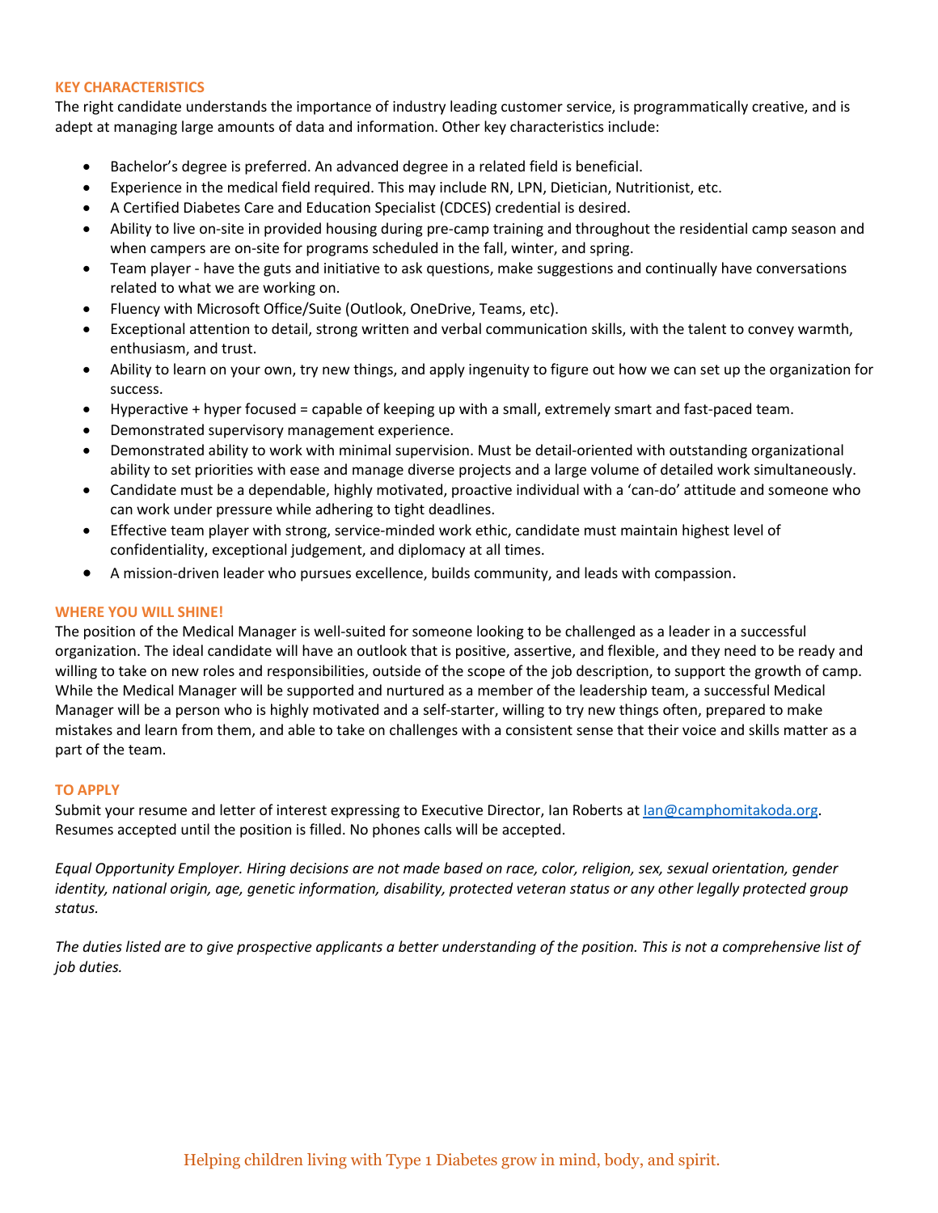## KEY CHARACTERISTICS

The right candidate understands the importance of industry leading customer service, is programmatically creative, and is adept at managing large amounts of data and information. Other key characteristics include:

- Bachelor's degree is preferred. An advanced degree in a related field is beneficial.
- Experience in the medical field required. This may include RN, LPN, Dietician, Nutritionist, etc.
- A Certified Diabetes Care and Education Specialist (CDCES) credential is desired.
- Ability to live on-site in provided housing during pre-camp training and throughout the residential camp season and when campers are on-site for programs scheduled in the fall, winter, and spring.
- Team player - have the guts and initiative to ask questions, make suggestions and continually have conversations related to what we are working on.
- Fluency with Microsoft Office/Suite (Outlook, OneDrive, Teams, etc).
- Exceptional attention to detail, strong written and verbal communication skills, with the talent to convey warmth, enthusiasm, and trust.
- Ability to learn on your own, try new things, and apply ingenuity to figure out how we can set up the organization for success.
- Hyperactive + hyper focused = capable of keeping up with a small, extremely smart and fast-paced team.
- Demonstrated supervisory management experience.
- Demonstrated ability to work with minimal supervision. Must be detail-oriented with outstanding organizational ability to set priorities with ease and manage diverse projects and a large volume of detailed work simultaneously.
- Candidate must be a dependable, highly motivated, proactive individual with a 'can-do' attitude and someone who can work under pressure while adhering to tight deadlines.
- Effective team player with strong, service-minded work ethic, candidate must maintain highest level of confidentiality, exceptional judgement, and diplomacy at all times.
- A mission-driven leader who pursues excellence, builds community, and leads with compassion.

## WHERE YOU WILL SHINE!

The position of the Medical Manager is well-suited for someone looking to be challenged as a leader in a successful organization. The ideal candidate will have an outlook that is positive, assertive, and flexible, and they need to be ready and willing to take on new roles and responsibilities, outside of the scope of the job description, to support the growth of camp. While the Medical Manager will be supported and nurtured as a member of the leadership team, a successful Medical Manager will be a person who is highly motivated and a self-starter, willing to try new things often, prepared to make mistakes and learn from them, and able to take on challenges with a consistent sense that their voice and skills matter as a part of the team.

## TO APPLY

Submit your resume and letter of interest expressing to Executive Director, Ian Roberts at Ian@camphomitakoda.org. Resumes accepted until the position is filled. No phones calls will be accepted.

*Equal Opportunity Employer. Hiring decisions are not made based on race, color, religion, sex, sexual orientation, gender identity, national origin, age, genetic information, disability, protected veteran status or any other legally protected group status.*

*The duties listed are to give prospective applicants a better understanding of the position. This is not a comprehensive list of job duties.*

Helping children living with Type 1 Diabetes grow in mind, body, and spirit.